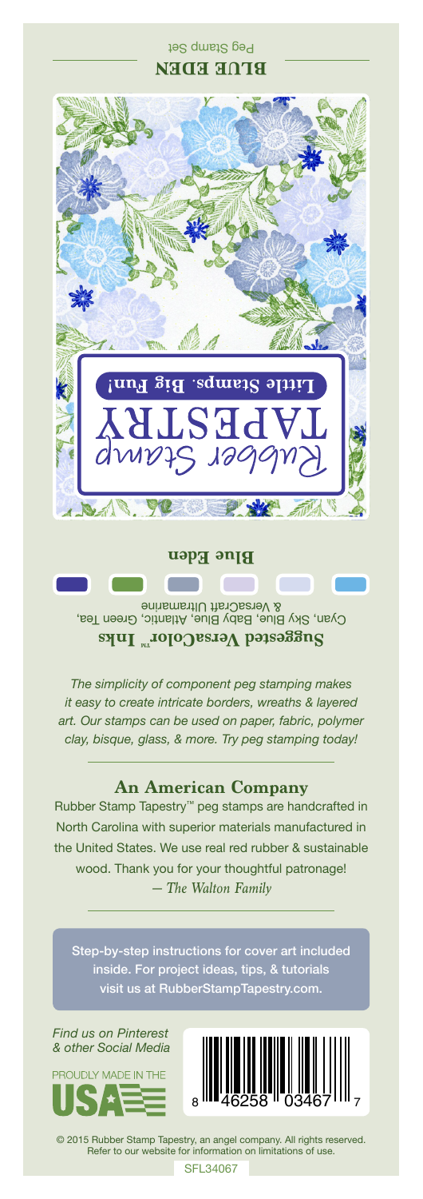**BLUE EDEN**

Peg Stamp Set

Rubber Stamp

TAPESTRY

Little Stamps. Big Fun!

**Blue Eden**

**Suggested VersaColor™ Inks**

Cyan, Sky Blue, Baby Blue, Atlantic, Green Tea, & VersaCraft Ultramarine

*The simplicity of component peg stamping makes it easy to create intricate borders, wreaths & layered art. Our stamps can be used on paper, fabric, polymer clay, bisque, glass, & more. Try peg stamping today!*

## An American Company

Rubber Stamp Tapestry™ peg stamps are handcrafted in North Carolina with superior materials manufactured in the United States. We use real red rubber & sustainable wood. Thank you for your thoughtful patronage!
*— The Walton Family*

Step-by-step instructions for cover art included inside. For project ideas, tips, & tutorials visit us at RubberStampTapestry.com.

*Find us on Pinterest & other Social Media*

PROUDLY MADE IN THE USA

8 46258 03467 7

© 2015 Rubber Stamp Tapestry, an angel company. All rights reserved. Refer to our website for information on limitations of use.

SFL34067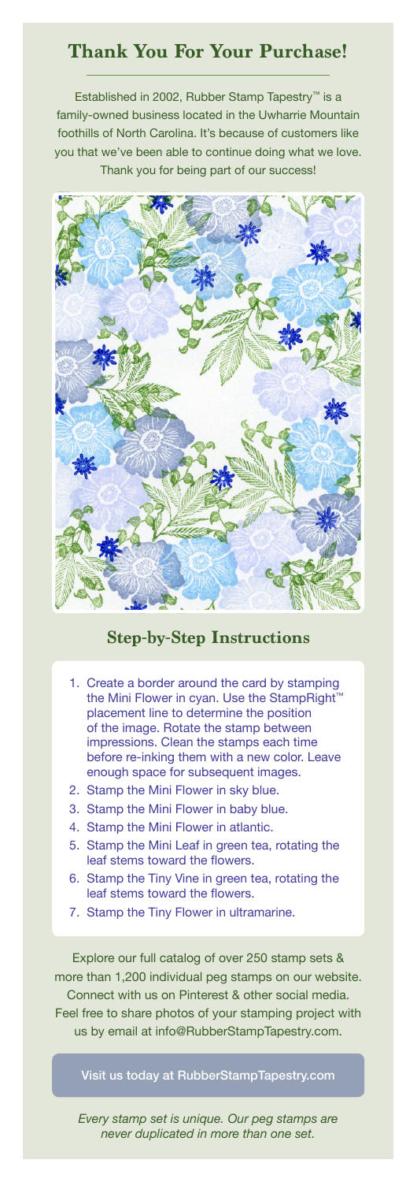## Thank You For Your Purchase!

Established in 2002, Rubber Stamp Tapestry™ is a family-owned business located in the Uwharrie Mountain foothills of North Carolina. It's because of customers like you that we've been able to continue doing what we love. Thank you for being part of our success!

## Step-by-Step Instructions

1. Create a border around the card by stamping the Mini Flower in cyan. Use the StampRight™ placement line to determine the position of the image. Rotate the stamp between impressions. Clean the stamps each time before re-inking them with a new color. Leave enough space for subsequent images.
2. Stamp the Mini Flower in sky blue.
3. Stamp the Mini Flower in baby blue.
4. Stamp the Mini Flower in atlantic.
5. Stamp the Mini Leaf in green tea, rotating the leaf stems toward the flowers.
6. Stamp the Tiny Vine in green tea, rotating the leaf stems toward the flowers.
7. Stamp the Tiny Flower in ultramarine.

Explore our full catalog of over 250 stamp sets & more than 1,200 individual peg stamps on our website. Connect with us on Pinterest & other social media. Feel free to share photos of your stamping project with us by email at info@RubberStampTapestry.com.

Visit us today at RubberStampTapestry.com

*Every stamp set is unique. Our peg stamps are never duplicated in more than one set.*